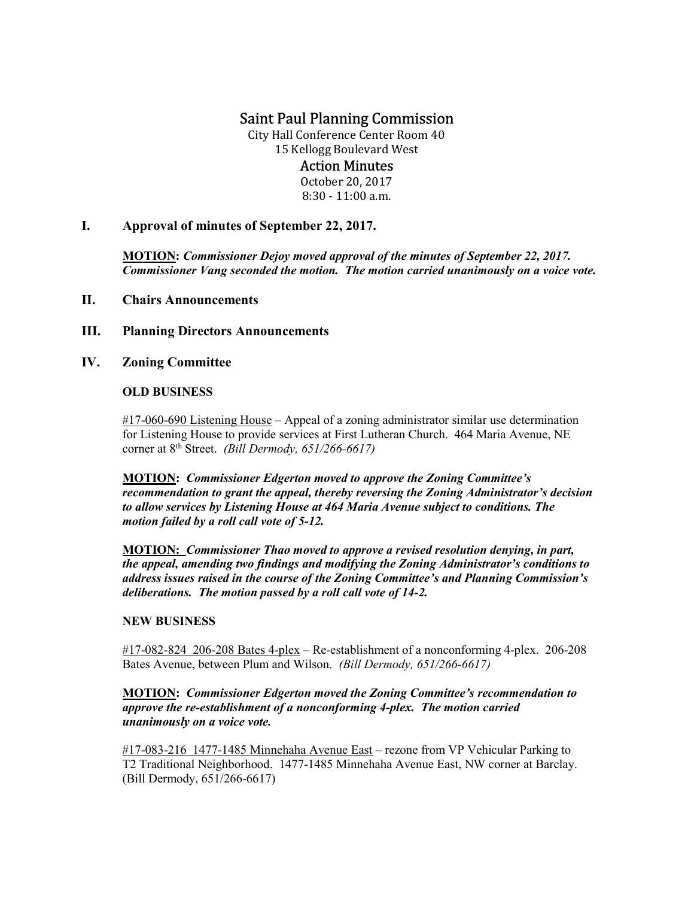# Saint Paul Planning Commission

City Hall Conference Center Room 40
15 Kellogg Boulevard West

## Action Minutes

October 20, 2017
8:30 - 11:00 a.m.

## I. Approval of minutes of September 22, 2017.

**MOTION:** ***Commissioner Dejoy moved approval of the minutes of September 22, 2017. Commissioner Vang seconded the motion. The motion carried unanimously on a voice vote.***

## II. Chairs Announcements

## III. Planning Directors Announcements

## IV. Zoning Committee

**OLD BUSINESS**

#17-060-690 Listening House – Appeal of a zoning administrator similar use determination for Listening House to provide services at First Lutheran Church. 464 Maria Avenue, NE corner at 8th Street. *(Bill Dermody, 651/266-6617)*

**MOTION:** ***Commissioner Edgerton moved to approve the Zoning Committee's recommendation to grant the appeal, thereby reversing the Zoning Administrator's decision to allow services by Listening House at 464 Maria Avenue subject to conditions. The motion failed by a roll call vote of 5-12.***

**MOTION:** ***Commissioner Thao moved to approve a revised resolution denying, in part, the appeal, amending two findings and modifying the Zoning Administrator's conditions to address issues raised in the course of the Zoning Committee's and Planning Commission's deliberations. The motion passed by a roll call vote of 14-2.***

**NEW BUSINESS**

#17-082-824 206-208 Bates 4-plex – Re-establishment of a nonconforming 4-plex. 206-208 Bates Avenue, between Plum and Wilson. *(Bill Dermody, 651/266-6617)*

**MOTION:** ***Commissioner Edgerton moved the Zoning Committee's recommendation to approve the re-establishment of a nonconforming 4-plex. The motion carried unanimously on a voice vote.***

#17-083-216 1477-1485 Minnehaha Avenue East – rezone from VP Vehicular Parking to T2 Traditional Neighborhood. 1477-1485 Minnehaha Avenue East, NW corner at Barclay. (Bill Dermody, 651/266-6617)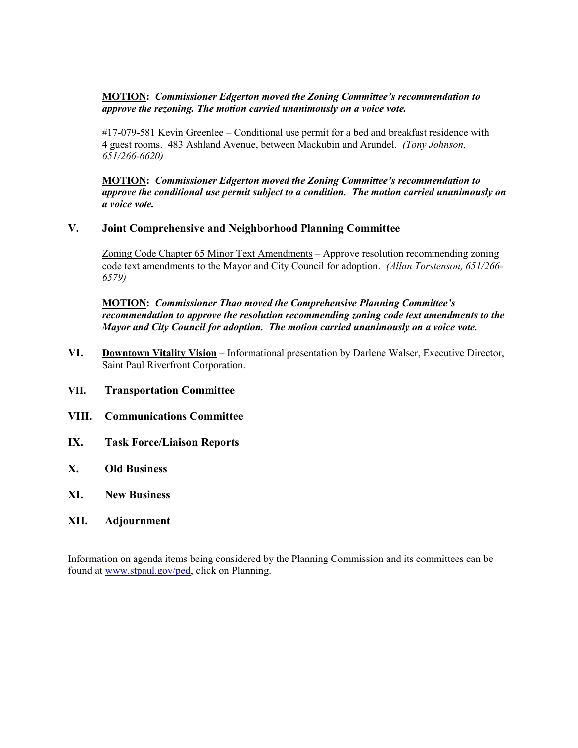**MOTION:** ***Commissioner Edgerton moved the Zoning Committee's recommendation to approve the rezoning. The motion carried unanimously on a voice vote.***

#17-079-581 Kevin Greenlee – Conditional use permit for a bed and breakfast residence with 4 guest rooms. 483 Ashland Avenue, between Mackubin and Arundel. *(Tony Johnson, 651/266-6620)*

**MOTION:** ***Commissioner Edgerton moved the Zoning Committee's recommendation to approve the conditional use permit subject to a condition. The motion carried unanimously on a voice vote.***

## V. Joint Comprehensive and Neighborhood Planning Committee

Zoning Code Chapter 65 Minor Text Amendments – Approve resolution recommending zoning code text amendments to the Mayor and City Council for adoption. *(Allan Torstenson, 651/266-6579)*

**MOTION:** ***Commissioner Thao moved the Comprehensive Planning Committee's recommendation to approve the resolution recommending zoning code text amendments to the Mayor and City Council for adoption. The motion carried unanimously on a voice vote.***

## VI. Downtown Vitality Vision – Informational presentation by Darlene Walser, Executive Director, Saint Paul Riverfront Corporation.

## VII. Transportation Committee

## VIII. Communications Committee

## IX. Task Force/Liaison Reports

## X. Old Business

## XI. New Business

## XII. Adjournment

Information on agenda items being considered by the Planning Commission and its committees can be found at www.stpaul.gov/ped, click on Planning.